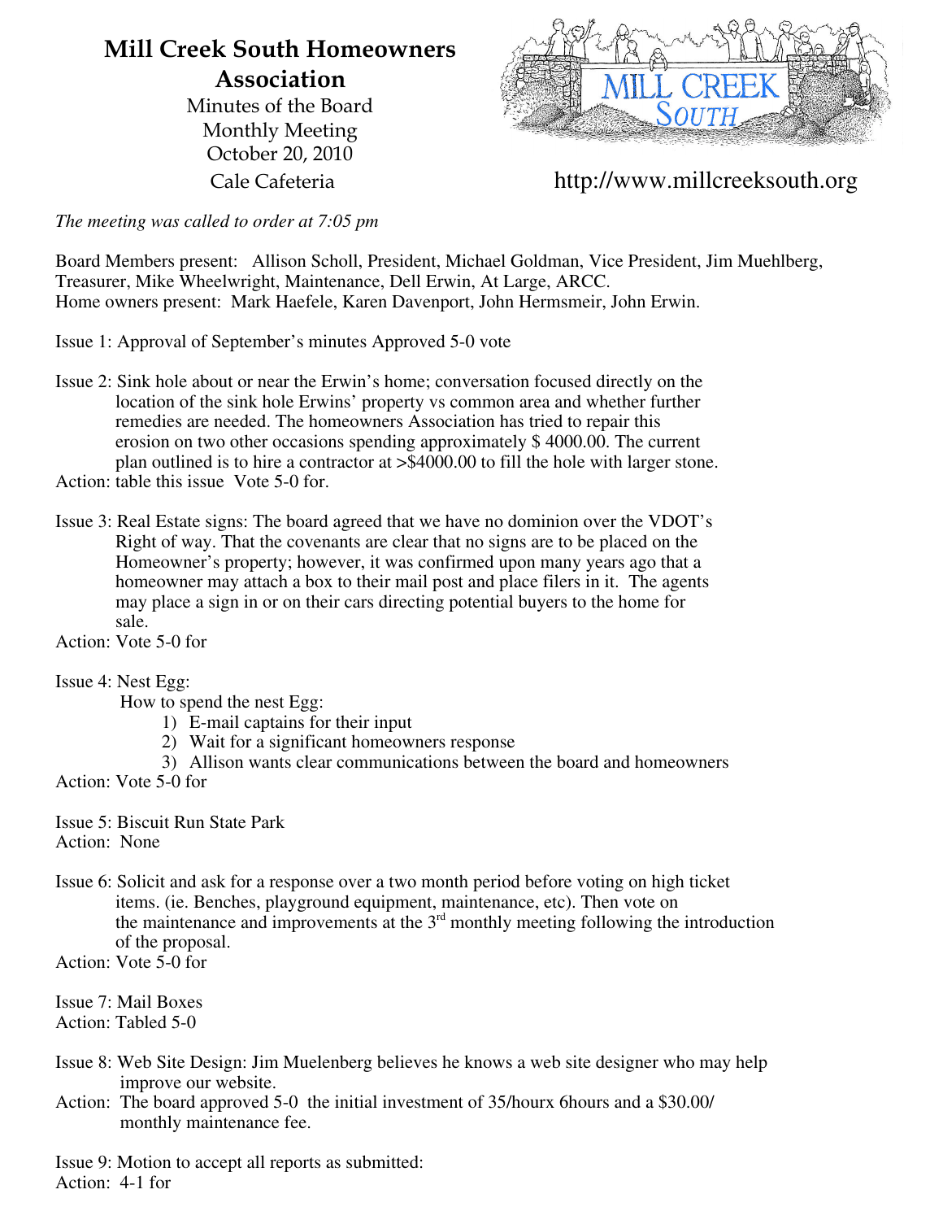# Mill Creek South Homeowners Association

Minutes of the Board
Monthly Meeting
October 20, 2010
Cale Cafeteria

MILL CREEK SOUTH

http://www.millcreeksouth.org

*The meeting was called to order at 7:05 pm*

Board Members present: Allison Scholl, President, Michael Goldman, Vice President, Jim Muehlberg, Treasurer, Mike Wheelwright, Maintenance, Dell Erwin, At Large, ARCC.
Home owners present: Mark Haefele, Karen Davenport, John Hermsmeir, John Erwin.

Issue 1: Approval of September's minutes Approved 5-0 vote

Issue 2: Sink hole about or near the Erwin's home; conversation focused directly on the location of the sink hole Erwins' property vs common area and whether further remedies are needed. The homeowners Association has tried to repair this erosion on two other occasions spending approximately $ 4000.00. The current plan outlined is to hire a contractor at >$4000.00 to fill the hole with larger stone.
Action: table this issue Vote 5-0 for.

Issue 3: Real Estate signs: The board agreed that we have no dominion over the VDOT's Right of way. That the covenants are clear that no signs are to be placed on the Homeowner's property; however, it was confirmed upon many years ago that a homeowner may attach a box to their mail post and place filers in it. The agents may place a sign in or on their cars directing potential buyers to the home for sale.
Action: Vote 5-0 for

Issue 4: Nest Egg:
How to spend the nest Egg:
1) E-mail captains for their input
2) Wait for a significant homeowners response
3) Allison wants clear communications between the board and homeowners

Action: Vote 5-0 for

Issue 5: Biscuit Run State Park
Action: None

Issue 6: Solicit and ask for a response over a two month period before voting on high ticket items. (ie. Benches, playground equipment, maintenance, etc). Then vote on the maintenance and improvements at the 3rd monthly meeting following the introduction of the proposal.
Action: Vote 5-0 for

Issue 7: Mail Boxes
Action: Tabled 5-0

Issue 8: Web Site Design: Jim Muelenberg believes he knows a web site designer who may help improve our website.
Action: The board approved 5-0 the initial investment of 35/hourx 6hours and a $30.00/ monthly maintenance fee.

Issue 9: Motion to accept all reports as submitted:
Action: 4-1 for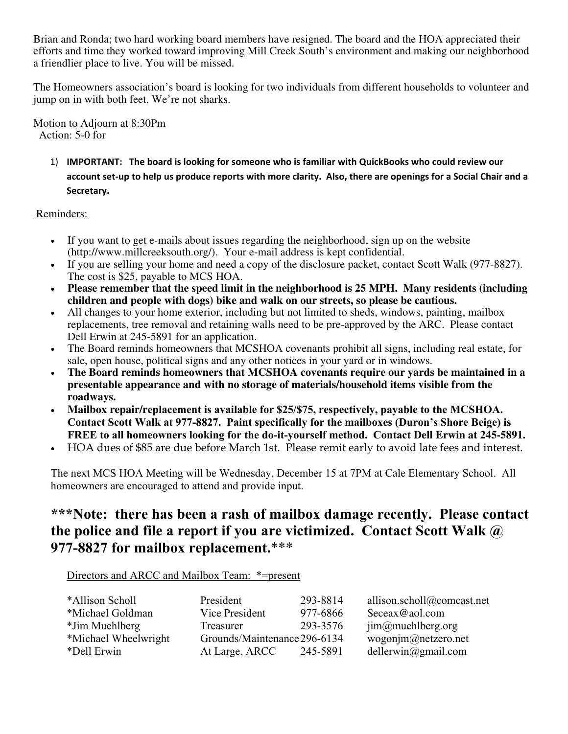Brian and Ronda; two hard working board members have resigned. The board and the HOA appreciated their efforts and time they worked toward improving Mill Creek South's environment and making our neighborhood a friendlier place to live. You will be missed.

The Homeowners association's board is looking for two individuals from different households to volunteer and jump on in with both feet. We're not sharks.

Motion to Adjourn at 8:30Pm
Action: 5-0 for

1) **IMPORTANT: The board is looking for someone who is familiar with QuickBooks who could review our account set-up to help us produce reports with more clarity. Also, there are openings for a Social Chair and a Secretary.**

Reminders:

- If you want to get e-mails about issues regarding the neighborhood, sign up on the website (http://www.millcreeksouth.org/). Your e-mail address is kept confidential.
- If you are selling your home and need a copy of the disclosure packet, contact Scott Walk (977-8827). The cost is $25, payable to MCS HOA.
- **Please remember that the speed limit in the neighborhood is 25 MPH. Many residents (including children and people with dogs) bike and walk on our streets, so please be cautious.**
- All changes to your home exterior, including but not limited to sheds, windows, painting, mailbox replacements, tree removal and retaining walls need to be pre-approved by the ARC. Please contact Dell Erwin at 245-5891 for an application.
- The Board reminds homeowners that MCSHOA covenants prohibit all signs, including real estate, for sale, open house, political signs and any other notices in your yard or in windows.
- **The Board reminds homeowners that MCSHOA covenants require our yards be maintained in a presentable appearance and with no storage of materials/household items visible from the roadways.**
- **Mailbox repair/replacement is available for $25/$75, respectively, payable to the MCSHOA. Contact Scott Walk at 977-8827. Paint specifically for the mailboxes (Duron's Shore Beige) is FREE to all homeowners looking for the do-it-yourself method. Contact Dell Erwin at 245-5891.**
- HOA dues of $85 are due before March 1st. Please remit early to avoid late fees and interest.

The next MCS HOA Meeting will be Wednesday, December 15 at 7PM at Cale Elementary School. All homeowners are encouraged to attend and provide input.

## ***Note: there has been a rash of mailbox damage recently. Please contact the police and file a report if you are victimized. Contact Scott Walk @ 977-8827 for mailbox replacement.***

Directors and ARCC and Mailbox Team: *=present

| | | | |
|---|---|---|---|
| *Allison Scholl | President | 293-8814 | allison.scholl@comcast.net |
| *Michael Goldman | Vice President | 977-6866 | Seceax@aol.com |
| *Jim Muehlberg | Treasurer | 293-3576 | jim@muehlberg.org |
| *Michael Wheelwright | Grounds/Maintenance | 296-6134 | wogonjm@netzero.net |
| *Dell Erwin | At Large, ARCC | 245-5891 | dellerwin@gmail.com |